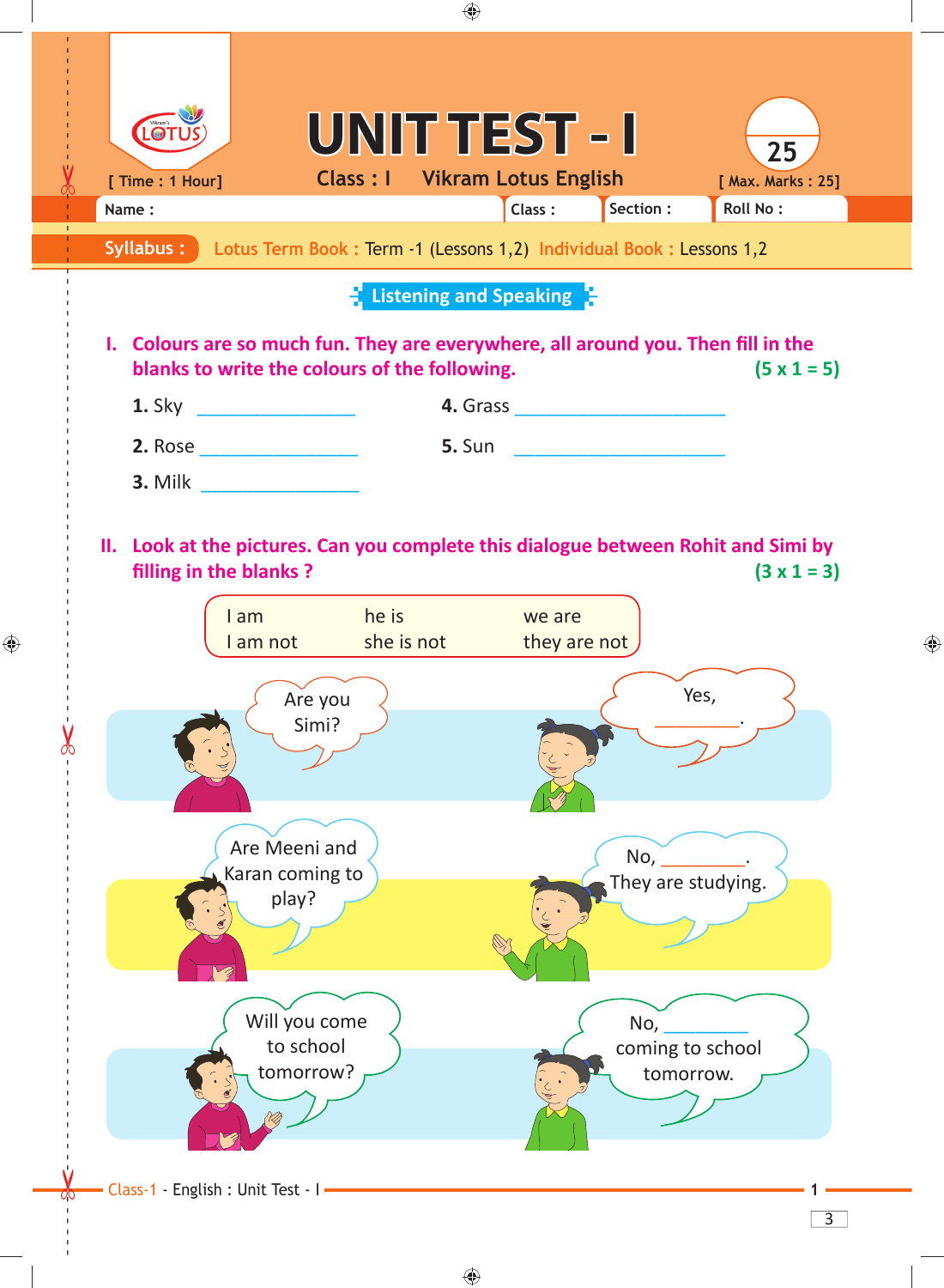# UNIT TEST - I

[ Time : 1 Hour] Class : I Vikram Lotus English [ Max. Marks : 25]

25

Name : Class : Section : Roll No :

**Syllabus :** Lotus Term Book : Term -1 (Lessons 1,2) Individual Book : Lessons 1,2

## Listening and Speaking

**I. Colours are so much fun. They are everywhere, all around you. Then fill in the blanks to write the colours of the following.** **(5 x 1 = 5)**

**1.** Sky _______________

**2.** Rose _______________

**3.** Milk _______________

**4.** Grass _______________

**5.** Sun _______________

**II. Look at the pictures. Can you complete this dialogue between Rohit and Simi by filling in the blanks ?** **(3 x 1 = 3)**

| I am | he is | we are |
|---|---|---|
| I am not | she is not | they are not |

Are you Simi?

Yes, ________.

Are Meeni and Karan coming to play?

No, ________. They are studying.

Will you come to school tomorrow?

No, ________ coming to school tomorrow.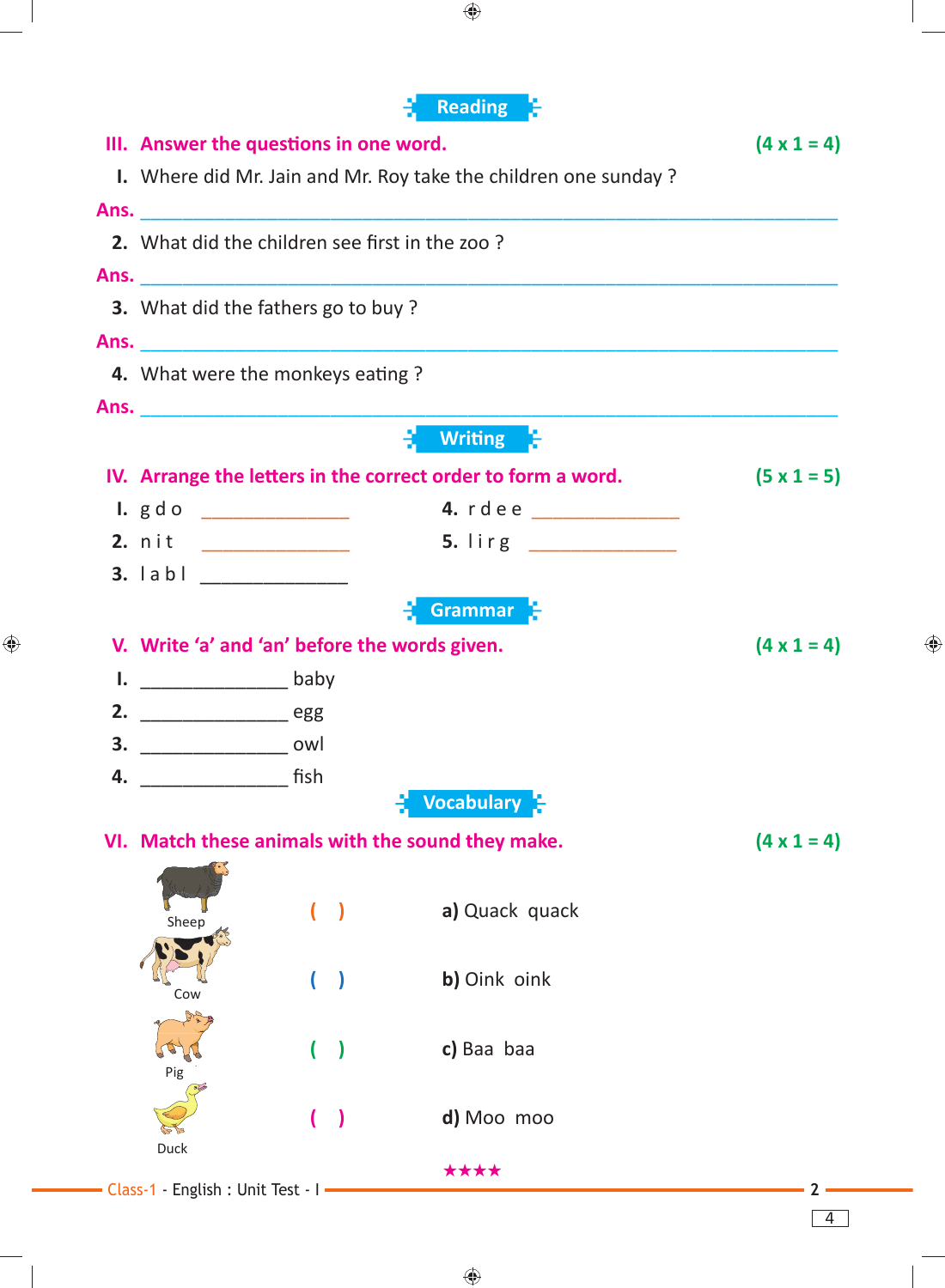## Reading

**III. Answer the questions in one word.** **(4 x 1 = 4)**

I. Where did Mr. Jain and Mr. Roy take the children one sunday ?

**Ans.** ______________________________________________

2. What did the children see first in the zoo ?

**Ans.** ______________________________________________

3. What did the fathers go to buy ?

**Ans.** ______________________________________________

4. What were the monkeys eating ?

**Ans.** ______________________________________________

## Writing

**IV. Arrange the letters in the correct order to form a word.** **(5 x 1 = 5)**

| | |
|---|---|
| I. g d o ______________ | 4. r d e e ______________ |
| 2. n i t ______________ | 5. l i r g ______________ |
| 3. l a b l ______________ | |

## Grammar

**V. Write 'a' and 'an' before the words given.** **(4 x 1 = 4)**

I. ______________ baby

2. ______________ egg

3. ______________ owl

4. ______________ fish

## Vocabulary

**VI. Match these animals with the sound they make.** **(4 x 1 = 4)**

| | | |
|---|---|---|
| Sheep | ( ) | **a)** Quack quack |
| Cow | ( ) | **b)** Oink oink |
| Pig | ( ) | **c)** Baa baa |
| Duck | ( ) | **d)** Moo moo |

★★★★